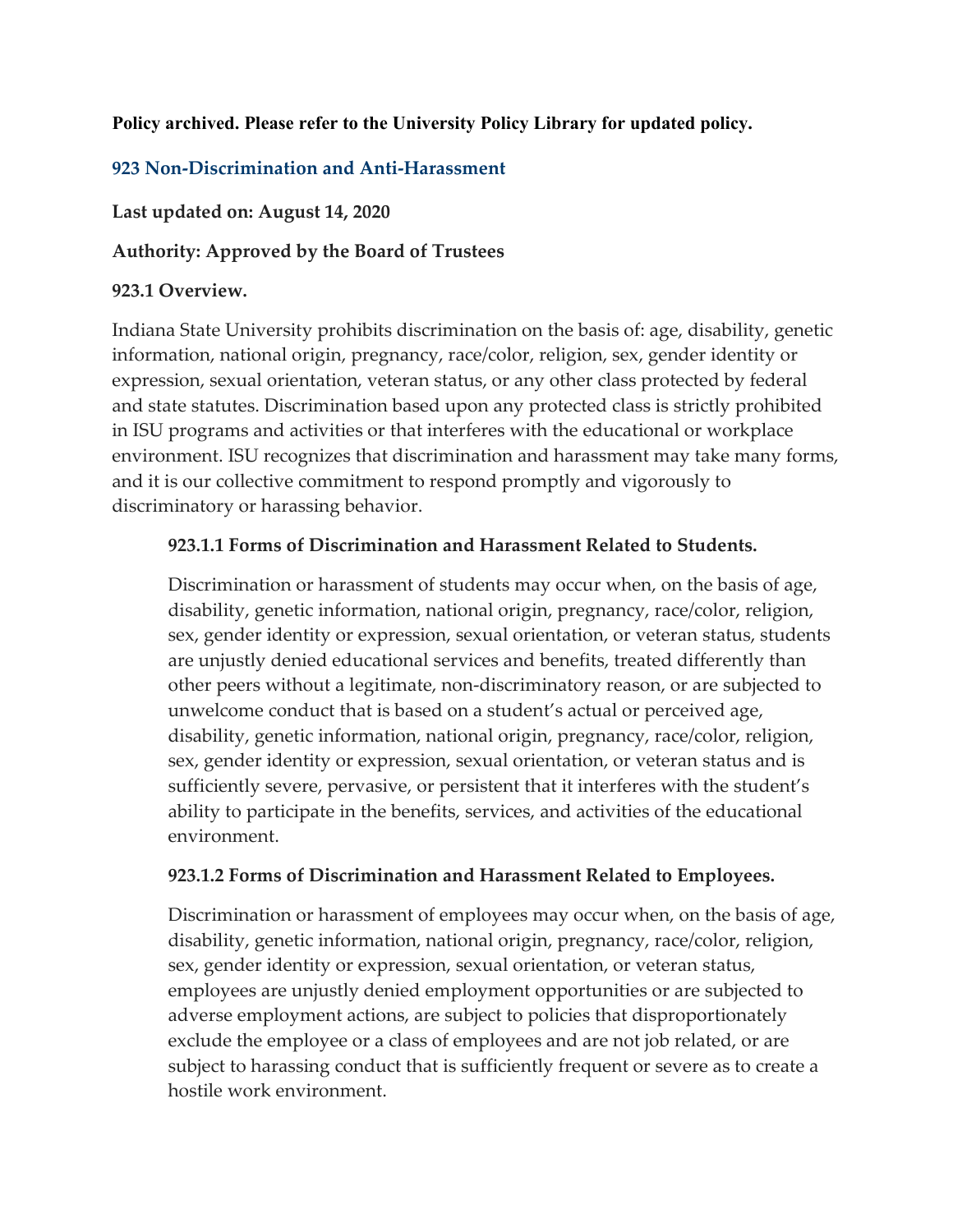**Policy archived. Please refer to the University Policy Library for updated policy.**

## 923 Non-Discrimination and Anti-Harassment

**Last updated on: August 14, 2020**

**Authority: Approved by the Board of Trustees**

### 923.1 Overview.

Indiana State University prohibits discrimination on the basis of: age, disability, genetic information, national origin, pregnancy, race/color, religion, sex, gender identity or expression, sexual orientation, veteran status, or any other class protected by federal and state statutes. Discrimination based upon any protected class is strictly prohibited in ISU programs and activities or that interferes with the educational or workplace environment. ISU recognizes that discrimination and harassment may take many forms, and it is our collective commitment to respond promptly and vigorously to discriminatory or harassing behavior.

#### 923.1.1 Forms of Discrimination and Harassment Related to Students.

Discrimination or harassment of students may occur when, on the basis of age, disability, genetic information, national origin, pregnancy, race/color, religion, sex, gender identity or expression, sexual orientation, or veteran status, students are unjustly denied educational services and benefits, treated differently than other peers without a legitimate, non-discriminatory reason, or are subjected to unwelcome conduct that is based on a student's actual or perceived age, disability, genetic information, national origin, pregnancy, race/color, religion, sex, gender identity or expression, sexual orientation, or veteran status and is sufficiently severe, pervasive, or persistent that it interferes with the student's ability to participate in the benefits, services, and activities of the educational environment.

#### 923.1.2 Forms of Discrimination and Harassment Related to Employees.

Discrimination or harassment of employees may occur when, on the basis of age, disability, genetic information, national origin, pregnancy, race/color, religion, sex, gender identity or expression, sexual orientation, or veteran status, employees are unjustly denied employment opportunities or are subjected to adverse employment actions, are subject to policies that disproportionately exclude the employee or a class of employees and are not job related, or are subject to harassing conduct that is sufficiently frequent or severe as to create a hostile work environment.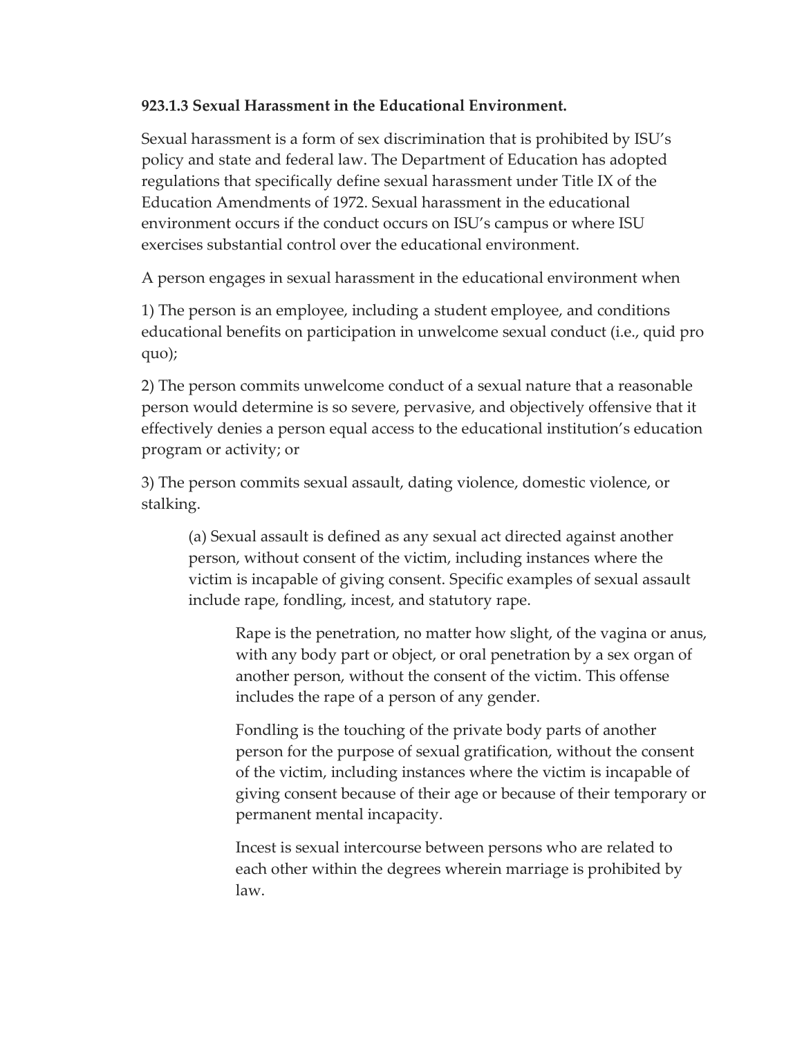**923.1.3 Sexual Harassment in the Educational Environment.**

Sexual harassment is a form of sex discrimination that is prohibited by ISU's policy and state and federal law. The Department of Education has adopted regulations that specifically define sexual harassment under Title IX of the Education Amendments of 1972. Sexual harassment in the educational environment occurs if the conduct occurs on ISU's campus or where ISU exercises substantial control over the educational environment.

A person engages in sexual harassment in the educational environment when

1) The person is an employee, including a student employee, and conditions educational benefits on participation in unwelcome sexual conduct (i.e., quid pro quo);

2) The person commits unwelcome conduct of a sexual nature that a reasonable person would determine is so severe, pervasive, and objectively offensive that it effectively denies a person equal access to the educational institution's education program or activity; or

3) The person commits sexual assault, dating violence, domestic violence, or stalking.

> (a) Sexual assault is defined as any sexual act directed against another person, without consent of the victim, including instances where the victim is incapable of giving consent. Specific examples of sexual assault include rape, fondling, incest, and statutory rape.
>
> > Rape is the penetration, no matter how slight, of the vagina or anus, with any body part or object, or oral penetration by a sex organ of another person, without the consent of the victim. This offense includes the rape of a person of any gender.
> >
> > Fondling is the touching of the private body parts of another person for the purpose of sexual gratification, without the consent of the victim, including instances where the victim is incapable of giving consent because of their age or because of their temporary or permanent mental incapacity.
> >
> > Incest is sexual intercourse between persons who are related to each other within the degrees wherein marriage is prohibited by law.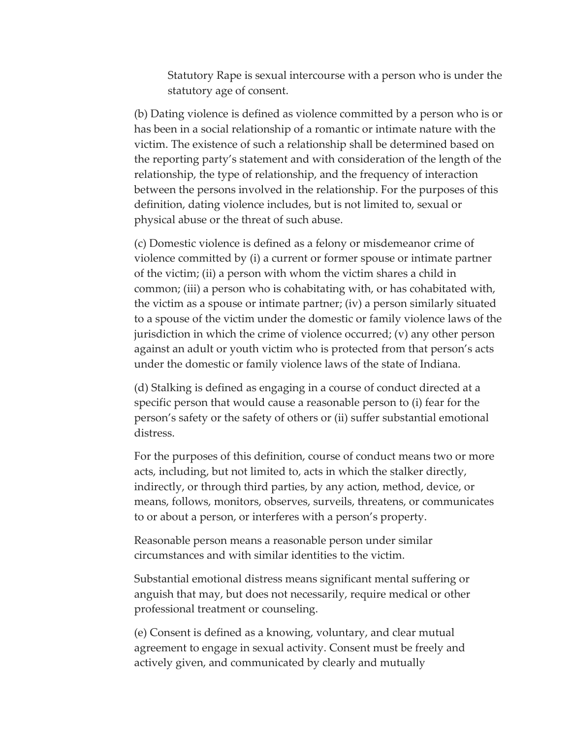Statutory Rape is sexual intercourse with a person who is under the statutory age of consent.

(b) Dating violence is defined as violence committed by a person who is or has been in a social relationship of a romantic or intimate nature with the victim. The existence of such a relationship shall be determined based on the reporting party's statement and with consideration of the length of the relationship, the type of relationship, and the frequency of interaction between the persons involved in the relationship. For the purposes of this definition, dating violence includes, but is not limited to, sexual or physical abuse or the threat of such abuse.

(c) Domestic violence is defined as a felony or misdemeanor crime of violence committed by (i) a current or former spouse or intimate partner of the victim; (ii) a person with whom the victim shares a child in common; (iii) a person who is cohabitating with, or has cohabitated with, the victim as a spouse or intimate partner; (iv) a person similarly situated to a spouse of the victim under the domestic or family violence laws of the jurisdiction in which the crime of violence occurred; (v) any other person against an adult or youth victim who is protected from that person's acts under the domestic or family violence laws of the state of Indiana.

(d) Stalking is defined as engaging in a course of conduct directed at a specific person that would cause a reasonable person to (i) fear for the person's safety or the safety of others or (ii) suffer substantial emotional distress.

For the purposes of this definition, course of conduct means two or more acts, including, but not limited to, acts in which the stalker directly, indirectly, or through third parties, by any action, method, device, or means, follows, monitors, observes, surveils, threatens, or communicates to or about a person, or interferes with a person's property.

Reasonable person means a reasonable person under similar circumstances and with similar identities to the victim.

Substantial emotional distress means significant mental suffering or anguish that may, but does not necessarily, require medical or other professional treatment or counseling.

(e) Consent is defined as a knowing, voluntary, and clear mutual agreement to engage in sexual activity. Consent must be freely and actively given, and communicated by clearly and mutually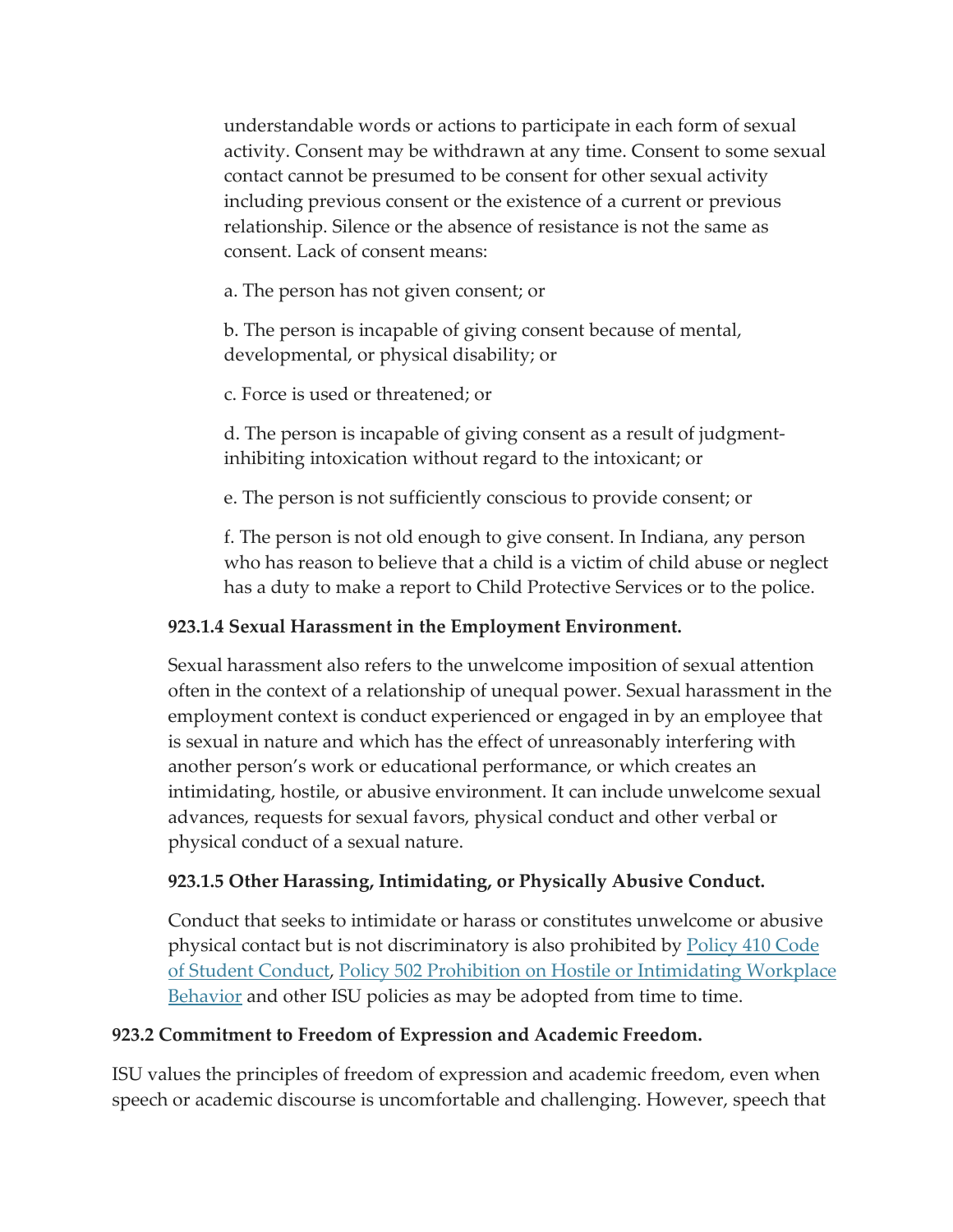understandable words or actions to participate in each form of sexual activity. Consent may be withdrawn at any time. Consent to some sexual contact cannot be presumed to be consent for other sexual activity including previous consent or the existence of a current or previous relationship. Silence or the absence of resistance is not the same as consent. Lack of consent means:

a. The person has not given consent; or

b. The person is incapable of giving consent because of mental, developmental, or physical disability; or

c. Force is used or threatened; or

d. The person is incapable of giving consent as a result of judgment-inhibiting intoxication without regard to the intoxicant; or

e. The person is not sufficiently conscious to provide consent; or

f. The person is not old enough to give consent. In Indiana, any person who has reason to believe that a child is a victim of child abuse or neglect has a duty to make a report to Child Protective Services or to the police.

#### 923.1.4 Sexual Harassment in the Employment Environment.

Sexual harassment also refers to the unwelcome imposition of sexual attention often in the context of a relationship of unequal power. Sexual harassment in the employment context is conduct experienced or engaged in by an employee that is sexual in nature and which has the effect of unreasonably interfering with another person's work or educational performance, or which creates an intimidating, hostile, or abusive environment. It can include unwelcome sexual advances, requests for sexual favors, physical conduct and other verbal or physical conduct of a sexual nature.

#### 923.1.5 Other Harassing, Intimidating, or Physically Abusive Conduct.

Conduct that seeks to intimidate or harass or constitutes unwelcome or abusive physical contact but is not discriminatory is also prohibited by Policy 410 Code of Student Conduct, Policy 502 Prohibition on Hostile or Intimidating Workplace Behavior and other ISU policies as may be adopted from time to time.

### 923.2 Commitment to Freedom of Expression and Academic Freedom.

ISU values the principles of freedom of expression and academic freedom, even when speech or academic discourse is uncomfortable and challenging. However, speech that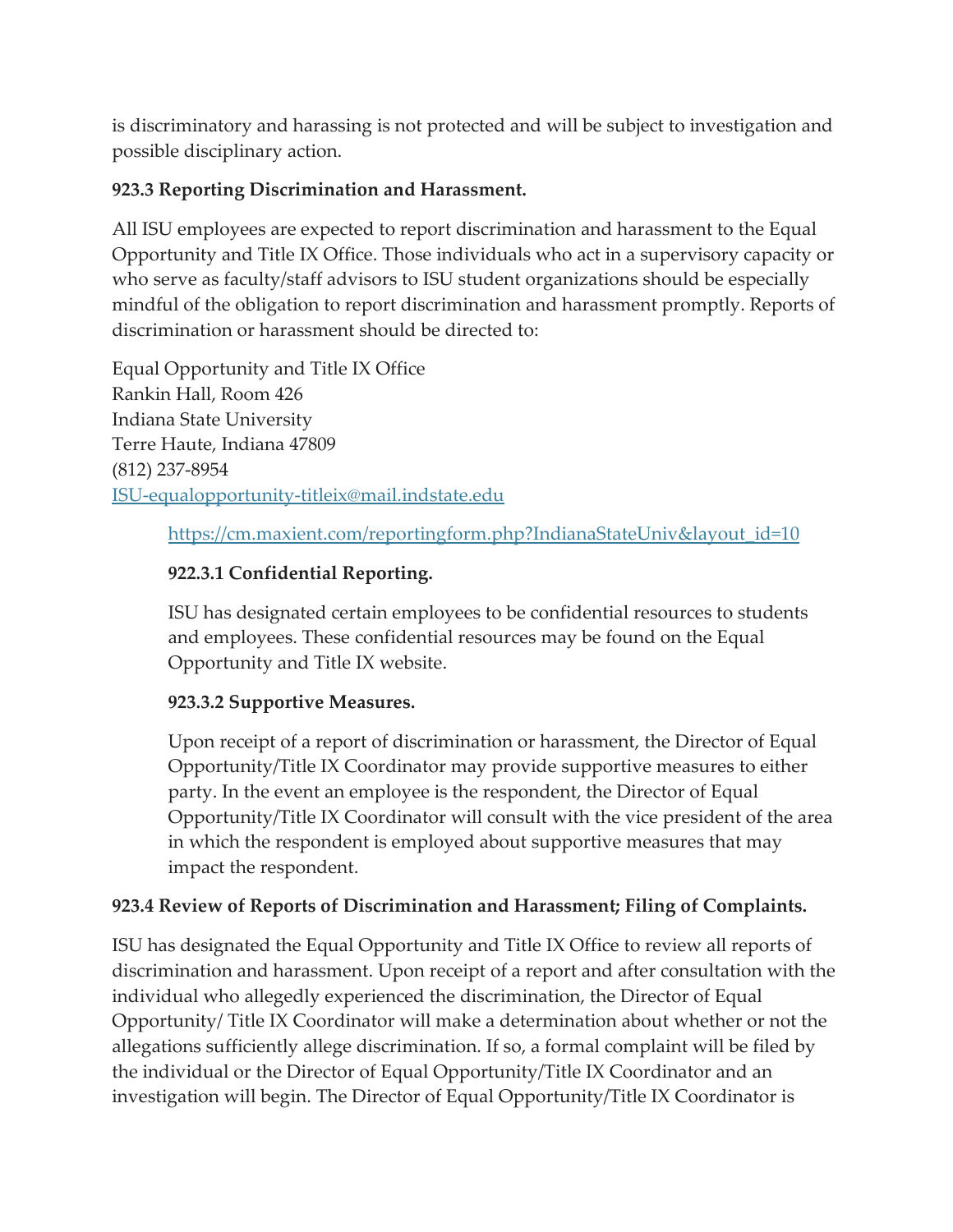is discriminatory and harassing is not protected and will be subject to investigation and possible disciplinary action.

**923.3 Reporting Discrimination and Harassment.**

All ISU employees are expected to report discrimination and harassment to the Equal Opportunity and Title IX Office. Those individuals who act in a supervisory capacity or who serve as faculty/staff advisors to ISU student organizations should be especially mindful of the obligation to report discrimination and harassment promptly. Reports of discrimination or harassment should be directed to:

Equal Opportunity and Title IX Office  
Rankin Hall, Room 426  
Indiana State University  
Terre Haute, Indiana 47809  
(812) 237-8954  
[ISU-equalopportunity-titleix@mail.indstate.edu](mailto:ISU-equalopportunity-titleix@mail.indstate.edu)

> [https://cm.maxient.com/reportingform.php?IndianaStateUniv&layout_id=10](https://cm.maxient.com/reportingform.php?IndianaStateUniv&layout_id=10)
>
> **922.3.1 Confidential Reporting.**
>
> ISU has designated certain employees to be confidential resources to students and employees. These confidential resources may be found on the Equal Opportunity and Title IX website.
>
> **923.3.2 Supportive Measures.**
>
> Upon receipt of a report of discrimination or harassment, the Director of Equal Opportunity/Title IX Coordinator may provide supportive measures to either party. In the event an employee is the respondent, the Director of Equal Opportunity/Title IX Coordinator will consult with the vice president of the area in which the respondent is employed about supportive measures that may impact the respondent.

**923.4 Review of Reports of Discrimination and Harassment; Filing of Complaints.**

ISU has designated the Equal Opportunity and Title IX Office to review all reports of discrimination and harassment. Upon receipt of a report and after consultation with the individual who allegedly experienced the discrimination, the Director of Equal Opportunity/ Title IX Coordinator will make a determination about whether or not the allegations sufficiently allege discrimination. If so, a formal complaint will be filed by the individual or the Director of Equal Opportunity/Title IX Coordinator and an investigation will begin. The Director of Equal Opportunity/Title IX Coordinator is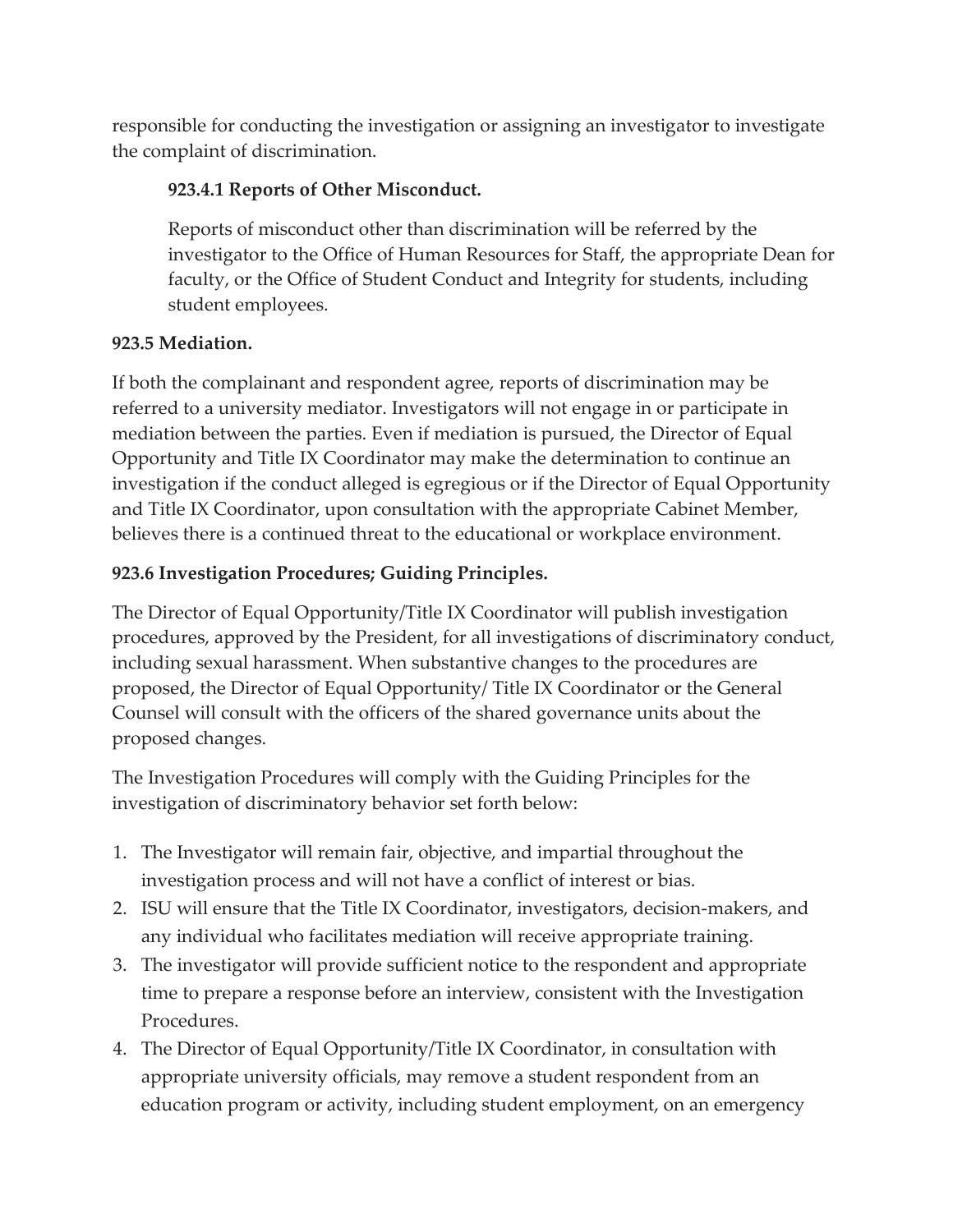responsible for conducting the investigation or assigning an investigator to investigate the complaint of discrimination.

**923.4.1 Reports of Other Misconduct.**

Reports of misconduct other than discrimination will be referred by the investigator to the Office of Human Resources for Staff, the appropriate Dean for faculty, or the Office of Student Conduct and Integrity for students, including student employees.

**923.5 Mediation.**

If both the complainant and respondent agree, reports of discrimination may be referred to a university mediator. Investigators will not engage in or participate in mediation between the parties. Even if mediation is pursued, the Director of Equal Opportunity and Title IX Coordinator may make the determination to continue an investigation if the conduct alleged is egregious or if the Director of Equal Opportunity and Title IX Coordinator, upon consultation with the appropriate Cabinet Member, believes there is a continued threat to the educational or workplace environment.

**923.6 Investigation Procedures; Guiding Principles.**

The Director of Equal Opportunity/Title IX Coordinator will publish investigation procedures, approved by the President, for all investigations of discriminatory conduct, including sexual harassment. When substantive changes to the procedures are proposed, the Director of Equal Opportunity/ Title IX Coordinator or the General Counsel will consult with the officers of the shared governance units about the proposed changes.

The Investigation Procedures will comply with the Guiding Principles for the investigation of discriminatory behavior set forth below:

1. The Investigator will remain fair, objective, and impartial throughout the investigation process and will not have a conflict of interest or bias.
2. ISU will ensure that the Title IX Coordinator, investigators, decision-makers, and any individual who facilitates mediation will receive appropriate training.
3. The investigator will provide sufficient notice to the respondent and appropriate time to prepare a response before an interview, consistent with the Investigation Procedures.
4. The Director of Equal Opportunity/Title IX Coordinator, in consultation with appropriate university officials, may remove a student respondent from an education program or activity, including student employment, on an emergency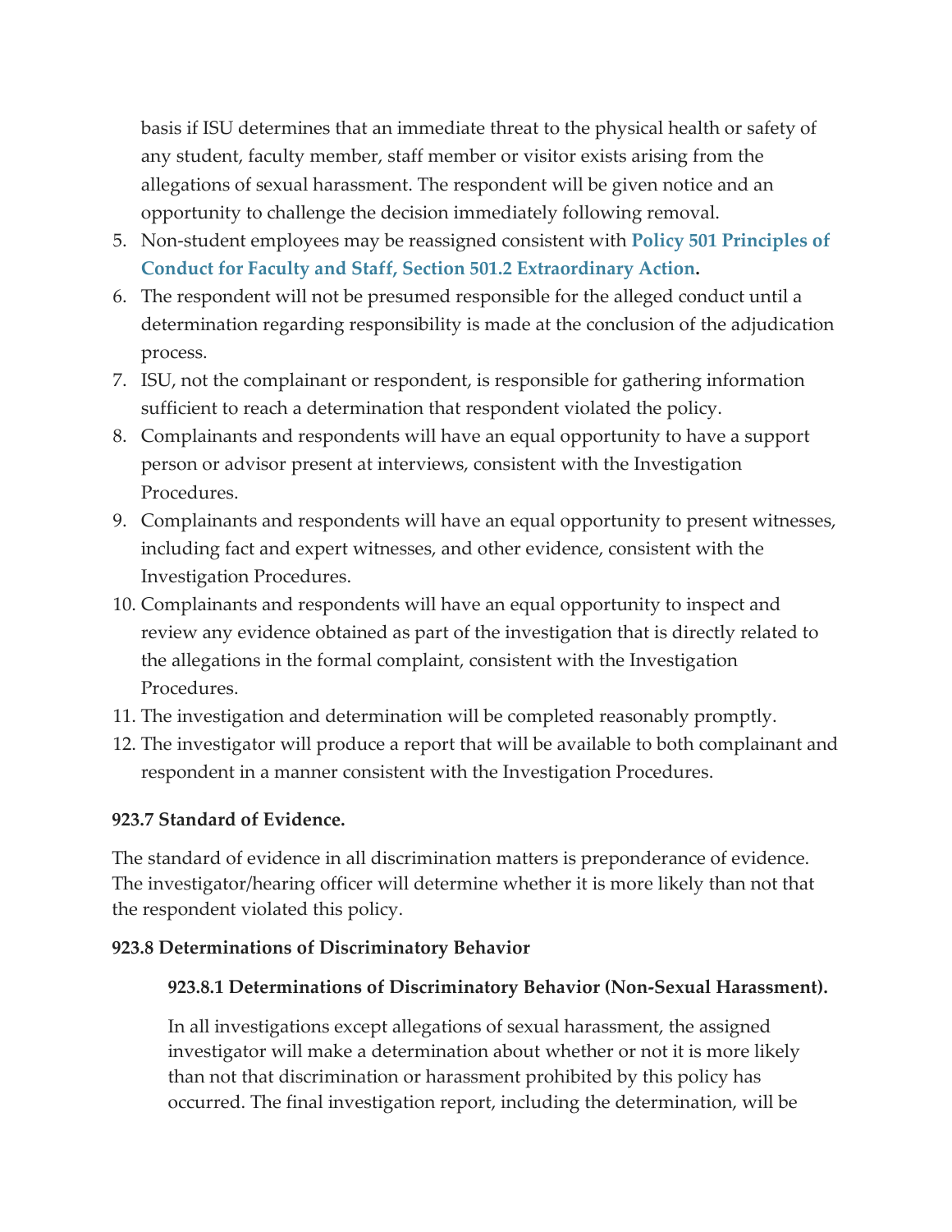basis if ISU determines that an immediate threat to the physical health or safety of any student, faculty member, staff member or visitor exists arising from the allegations of sexual harassment. The respondent will be given notice and an opportunity to challenge the decision immediately following removal.

5. Non-student employees may be reassigned consistent with **Policy 501 Principles of Conduct for Faculty and Staff, Section 501.2 Extraordinary Action.**
6. The respondent will not be presumed responsible for the alleged conduct until a determination regarding responsibility is made at the conclusion of the adjudication process.
7. ISU, not the complainant or respondent, is responsible for gathering information sufficient to reach a determination that respondent violated the policy.
8. Complainants and respondents will have an equal opportunity to have a support person or advisor present at interviews, consistent with the Investigation Procedures.
9. Complainants and respondents will have an equal opportunity to present witnesses, including fact and expert witnesses, and other evidence, consistent with the Investigation Procedures.
10. Complainants and respondents will have an equal opportunity to inspect and review any evidence obtained as part of the investigation that is directly related to the allegations in the formal complaint, consistent with the Investigation Procedures.
11. The investigation and determination will be completed reasonably promptly.
12. The investigator will produce a report that will be available to both complainant and respondent in a manner consistent with the Investigation Procedures.

### 923.7 Standard of Evidence.

The standard of evidence in all discrimination matters is preponderance of evidence. The investigator/hearing officer will determine whether it is more likely than not that the respondent violated this policy.

### 923.8 Determinations of Discriminatory Behavior

#### 923.8.1 Determinations of Discriminatory Behavior (Non-Sexual Harassment).

In all investigations except allegations of sexual harassment, the assigned investigator will make a determination about whether or not it is more likely than not that discrimination or harassment prohibited by this policy has occurred. The final investigation report, including the determination, will be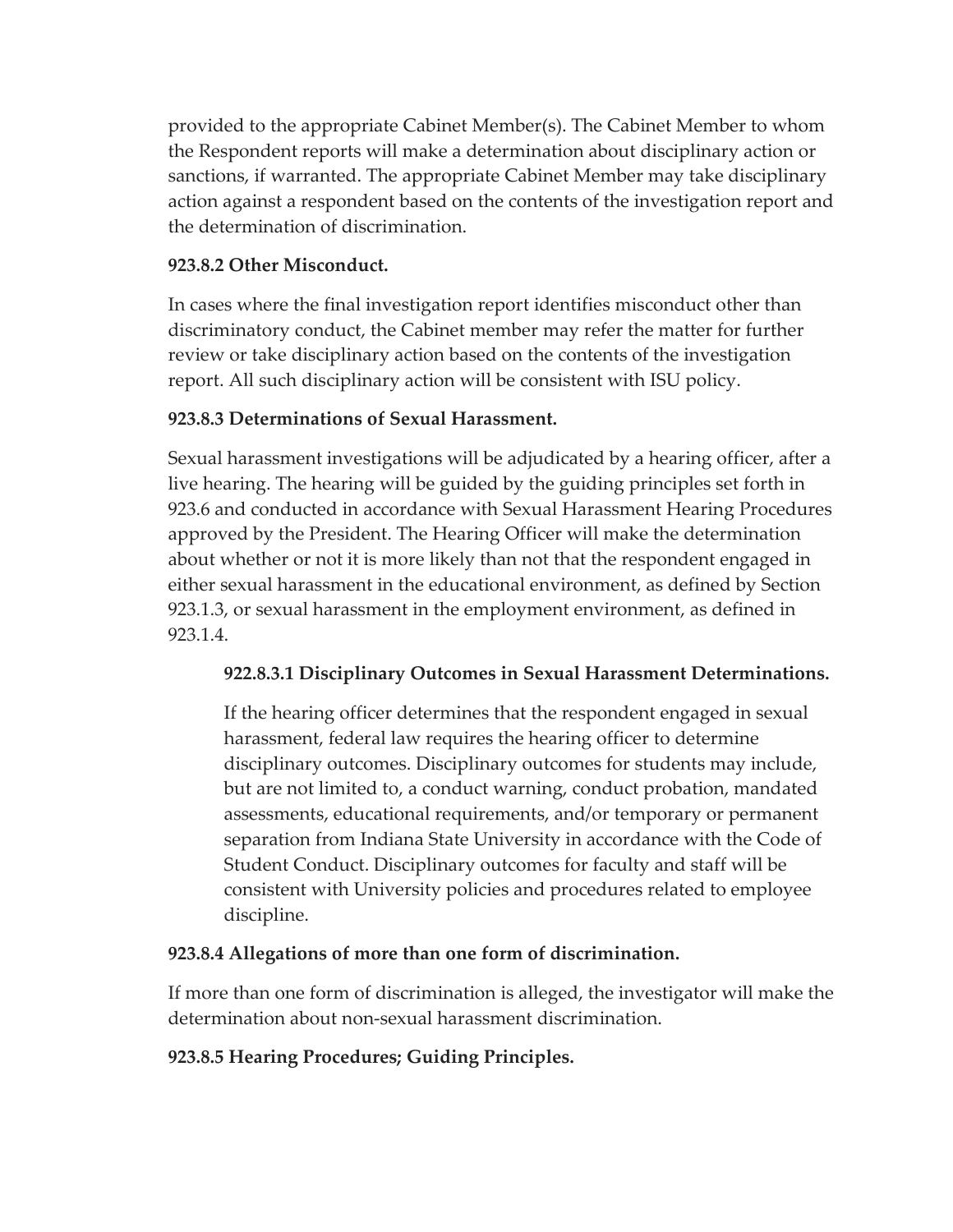provided to the appropriate Cabinet Member(s). The Cabinet Member to whom the Respondent reports will make a determination about disciplinary action or sanctions, if warranted. The appropriate Cabinet Member may take disciplinary action against a respondent based on the contents of the investigation report and the determination of discrimination.

**923.8.2 Other Misconduct.**

In cases where the final investigation report identifies misconduct other than discriminatory conduct, the Cabinet member may refer the matter for further review or take disciplinary action based on the contents of the investigation report. All such disciplinary action will be consistent with ISU policy.

**923.8.3 Determinations of Sexual Harassment.**

Sexual harassment investigations will be adjudicated by a hearing officer, after a live hearing. The hearing will be guided by the guiding principles set forth in 923.6 and conducted in accordance with Sexual Harassment Hearing Procedures approved by the President. The Hearing Officer will make the determination about whether or not it is more likely than not that the respondent engaged in either sexual harassment in the educational environment, as defined by Section 923.1.3, or sexual harassment in the employment environment, as defined in 923.1.4.

> **922.8.3.1 Disciplinary Outcomes in Sexual Harassment Determinations.**
>
> If the hearing officer determines that the respondent engaged in sexual harassment, federal law requires the hearing officer to determine disciplinary outcomes. Disciplinary outcomes for students may include, but are not limited to, a conduct warning, conduct probation, mandated assessments, educational requirements, and/or temporary or permanent separation from Indiana State University in accordance with the Code of Student Conduct. Disciplinary outcomes for faculty and staff will be consistent with University policies and procedures related to employee discipline.

**923.8.4 Allegations of more than one form of discrimination.**

If more than one form of discrimination is alleged, the investigator will make the determination about non-sexual harassment discrimination.

**923.8.5 Hearing Procedures; Guiding Principles.**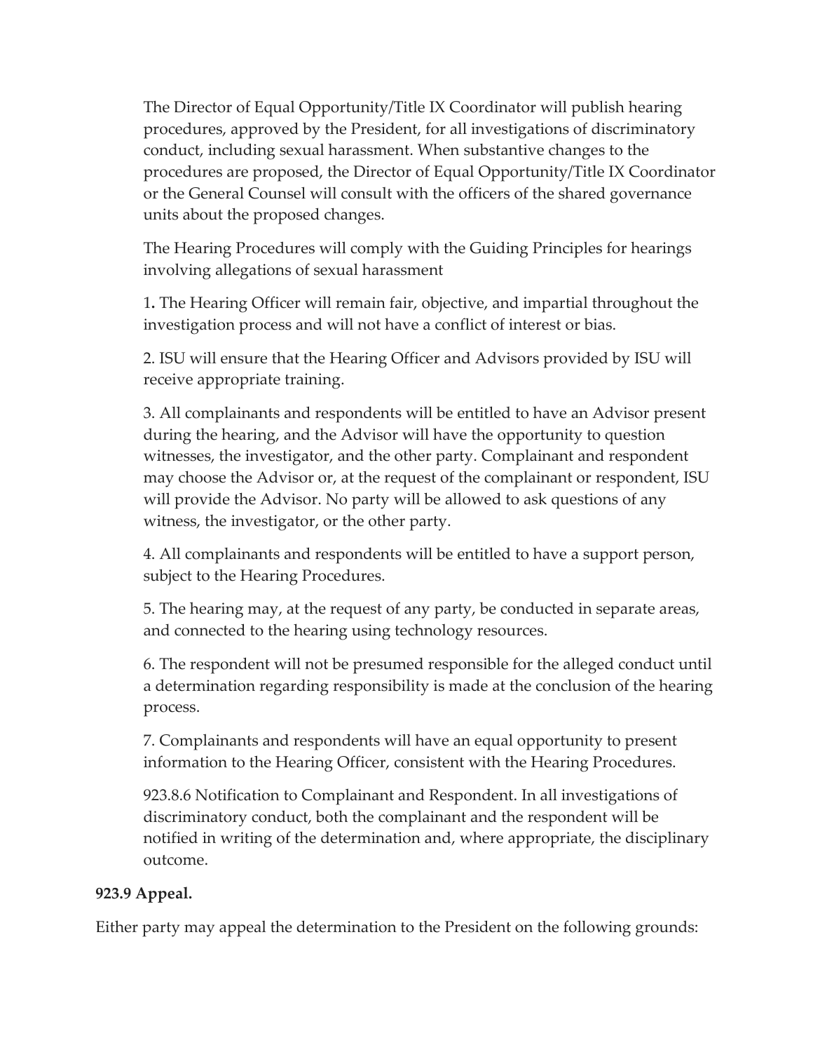The Director of Equal Opportunity/Title IX Coordinator will publish hearing procedures, approved by the President, for all investigations of discriminatory conduct, including sexual harassment. When substantive changes to the procedures are proposed, the Director of Equal Opportunity/Title IX Coordinator or the General Counsel will consult with the officers of the shared governance units about the proposed changes.

The Hearing Procedures will comply with the Guiding Principles for hearings involving allegations of sexual harassment

1. The Hearing Officer will remain fair, objective, and impartial throughout the investigation process and will not have a conflict of interest or bias.

2. ISU will ensure that the Hearing Officer and Advisors provided by ISU will receive appropriate training.

3. All complainants and respondents will be entitled to have an Advisor present during the hearing, and the Advisor will have the opportunity to question witnesses, the investigator, and the other party. Complainant and respondent may choose the Advisor or, at the request of the complainant or respondent, ISU will provide the Advisor. No party will be allowed to ask questions of any witness, the investigator, or the other party.

4. All complainants and respondents will be entitled to have a support person, subject to the Hearing Procedures.

5. The hearing may, at the request of any party, be conducted in separate areas, and connected to the hearing using technology resources.

6. The respondent will not be presumed responsible for the alleged conduct until a determination regarding responsibility is made at the conclusion of the hearing process.

7. Complainants and respondents will have an equal opportunity to present information to the Hearing Officer, consistent with the Hearing Procedures.

923.8.6 Notification to Complainant and Respondent. In all investigations of discriminatory conduct, both the complainant and the respondent will be notified in writing of the determination and, where appropriate, the disciplinary outcome.

**923.9 Appeal.**

Either party may appeal the determination to the President on the following grounds: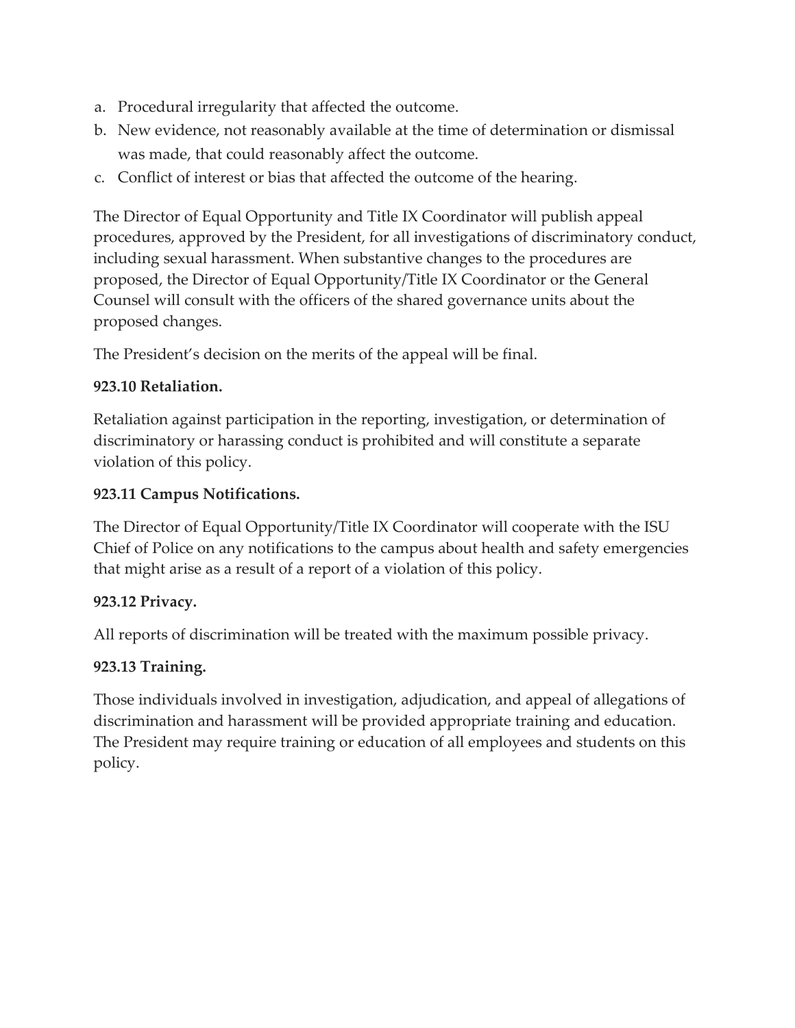a. Procedural irregularity that affected the outcome.
b. New evidence, not reasonably available at the time of determination or dismissal was made, that could reasonably affect the outcome.
c. Conflict of interest or bias that affected the outcome of the hearing.

The Director of Equal Opportunity and Title IX Coordinator will publish appeal procedures, approved by the President, for all investigations of discriminatory conduct, including sexual harassment. When substantive changes to the procedures are proposed, the Director of Equal Opportunity/Title IX Coordinator or the General Counsel will consult with the officers of the shared governance units about the proposed changes.

The President's decision on the merits of the appeal will be final.

**923.10 Retaliation.**

Retaliation against participation in the reporting, investigation, or determination of discriminatory or harassing conduct is prohibited and will constitute a separate violation of this policy.

**923.11 Campus Notifications.**

The Director of Equal Opportunity/Title IX Coordinator will cooperate with the ISU Chief of Police on any notifications to the campus about health and safety emergencies that might arise as a result of a report of a violation of this policy.

**923.12 Privacy.**

All reports of discrimination will be treated with the maximum possible privacy.

**923.13 Training.**

Those individuals involved in investigation, adjudication, and appeal of allegations of discrimination and harassment will be provided appropriate training and education. The President may require training or education of all employees and students on this policy.